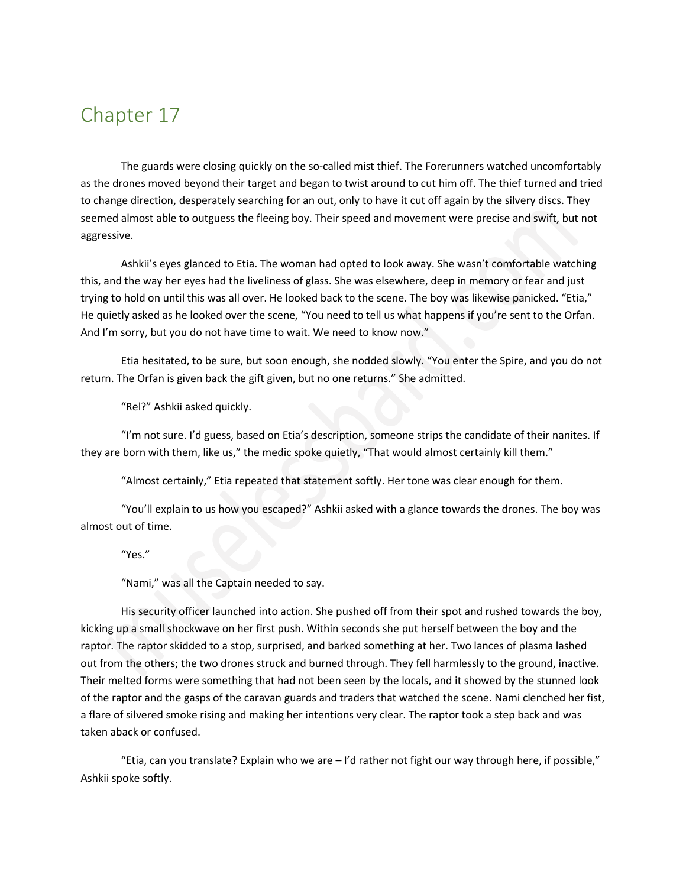# Chapter 17

The guards were closing quickly on the so-called mist thief. The Forerunners watched uncomfortably as the drones moved beyond their target and began to twist around to cut him off. The thief turned and tried to change direction, desperately searching for an out, only to have it cut off again by the silvery discs. They seemed almost able to outguess the fleeing boy. Their speed and movement were precise and swift, but not aggressive.

Ashkii's eyes glanced to Etia. The woman had opted to look away. She wasn't comfortable watching this, and the way her eyes had the liveliness of glass. She was elsewhere, deep in memory or fear and just trying to hold on until this was all over. He looked back to the scene. The boy was likewise panicked. "Etia," He quietly asked as he looked over the scene, "You need to tell us what happens if you're sent to the Orfan. And I'm sorry, but you do not have time to wait. We need to know now."

Etia hesitated, to be sure, but soon enough, she nodded slowly. "You enter the Spire, and you do not return. The Orfan is given back the gift given, but no one returns." She admitted.

"Rel?" Ashkii asked quickly.

"I'm not sure. I'd guess, based on Etia's description, someone strips the candidate of their nanites. If they are born with them, like us," the medic spoke quietly, "That would almost certainly kill them."

"Almost certainly," Etia repeated that statement softly. Her tone was clear enough for them.

"You'll explain to us how you escaped?" Ashkii asked with a glance towards the drones. The boy was almost out of time.

"Yes."

"Nami," was all the Captain needed to say.

His security officer launched into action. She pushed off from their spot and rushed towards the boy, kicking up a small shockwave on her first push. Within seconds she put herself between the boy and the raptor. The raptor skidded to a stop, surprised, and barked something at her. Two lances of plasma lashed out from the others; the two drones struck and burned through. They fell harmlessly to the ground, inactive. Their melted forms were something that had not been seen by the locals, and it showed by the stunned look of the raptor and the gasps of the caravan guards and traders that watched the scene. Nami clenched her fist, a flare of silvered smoke rising and making her intentions very clear. The raptor took a step back and was taken aback or confused.

"Etia, can you translate? Explain who we are – I'd rather not fight our way through here, if possible," Ashkii spoke softly.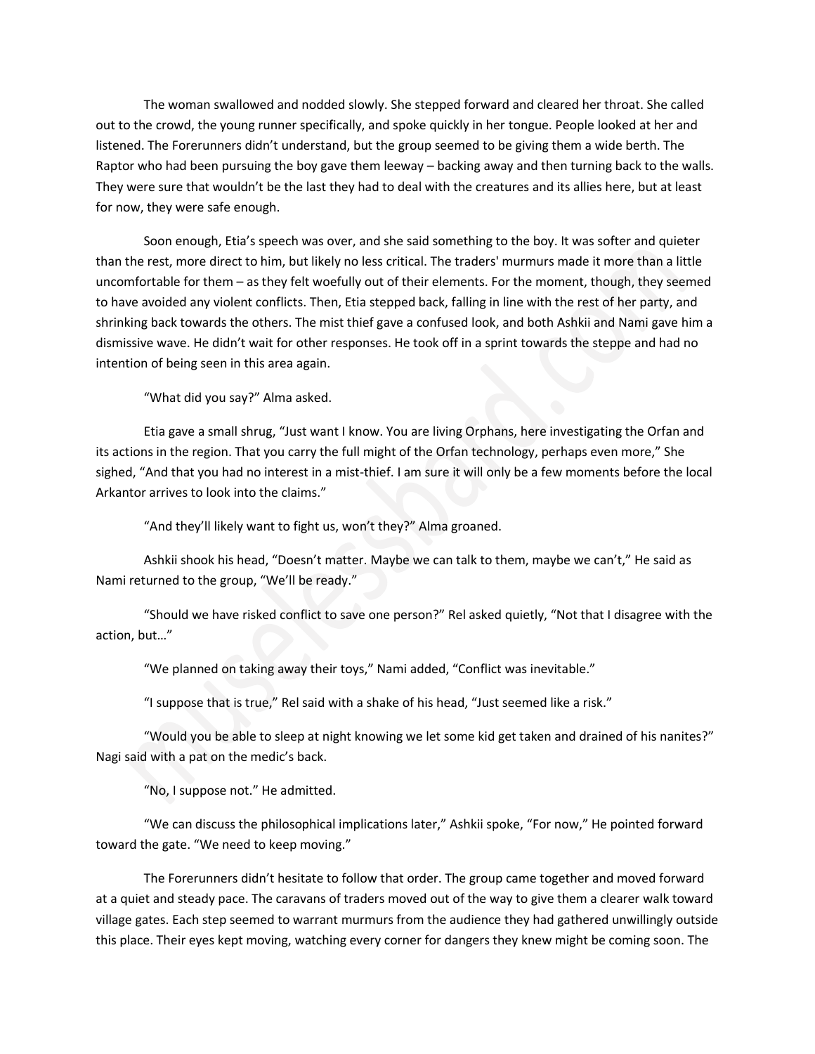The woman swallowed and nodded slowly. She stepped forward and cleared her throat. She called out to the crowd, the young runner specifically, and spoke quickly in her tongue. People looked at her and listened. The Forerunners didn't understand, but the group seemed to be giving them a wide berth. The Raptor who had been pursuing the boy gave them leeway – backing away and then turning back to the walls. They were sure that wouldn't be the last they had to deal with the creatures and its allies here, but at least for now, they were safe enough.

Soon enough, Etia's speech was over, and she said something to the boy. It was softer and quieter than the rest, more direct to him, but likely no less critical. The traders' murmurs made it more than a little uncomfortable for them – as they felt woefully out of their elements. For the moment, though, they seemed to have avoided any violent conflicts. Then, Etia stepped back, falling in line with the rest of her party, and shrinking back towards the others. The mist thief gave a confused look, and both Ashkii and Nami gave him a dismissive wave. He didn't wait for other responses. He took off in a sprint towards the steppe and had no intention of being seen in this area again.

"What did you say?" Alma asked.

Etia gave a small shrug, "Just want I know. You are living Orphans, here investigating the Orfan and its actions in the region. That you carry the full might of the Orfan technology, perhaps even more," She sighed, "And that you had no interest in a mist-thief. I am sure it will only be a few moments before the local Arkantor arrives to look into the claims."

"And they'll likely want to fight us, won't they?" Alma groaned.

Ashkii shook his head, "Doesn't matter. Maybe we can talk to them, maybe we can't," He said as Nami returned to the group, "We'll be ready."

"Should we have risked conflict to save one person?" Rel asked quietly, "Not that I disagree with the action, but…"

"We planned on taking away their toys," Nami added, "Conflict was inevitable."

"I suppose that is true," Rel said with a shake of his head, "Just seemed like a risk."

"Would you be able to sleep at night knowing we let some kid get taken and drained of his nanites?" Nagi said with a pat on the medic's back.

"No, I suppose not." He admitted.

"We can discuss the philosophical implications later," Ashkii spoke, "For now," He pointed forward toward the gate. "We need to keep moving."

The Forerunners didn't hesitate to follow that order. The group came together and moved forward at a quiet and steady pace. The caravans of traders moved out of the way to give them a clearer walk toward village gates. Each step seemed to warrant murmurs from the audience they had gathered unwillingly outside this place. Their eyes kept moving, watching every corner for dangers they knew might be coming soon. The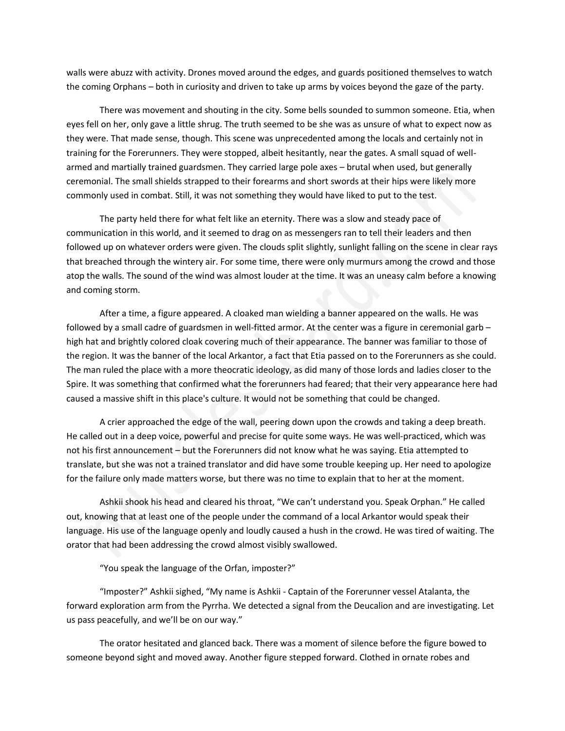walls were abuzz with activity. Drones moved around the edges, and guards positioned themselves to watch the coming Orphans – both in curiosity and driven to take up arms by voices beyond the gaze of the party.

There was movement and shouting in the city. Some bells sounded to summon someone. Etia, when eyes fell on her, only gave a little shrug. The truth seemed to be she was as unsure of what to expect now as they were. That made sense, though. This scene was unprecedented among the locals and certainly not in training for the Forerunners. They were stopped, albeit hesitantly, near the gates. A small squad of well-armed and martially trained guardsmen. They carried large pole axes – brutal when used, but generally ceremonial. The small shields strapped to their forearms and short swords at their hips were likely more commonly used in combat. Still, it was not something they would have liked to put to the test.

The party held there for what felt like an eternity. There was a slow and steady pace of communication in this world, and it seemed to drag on as messengers ran to tell their leaders and then followed up on whatever orders were given. The clouds split slightly, sunlight falling on the scene in clear rays that breached through the wintery air. For some time, there were only murmurs among the crowd and those atop the walls. The sound of the wind was almost louder at the time. It was an uneasy calm before a knowing and coming storm.

After a time, a figure appeared. A cloaked man wielding a banner appeared on the walls. He was followed by a small cadre of guardsmen in well-fitted armor. At the center was a figure in ceremonial garb – high hat and brightly colored cloak covering much of their appearance. The banner was familiar to those of the region. It was the banner of the local Arkantor, a fact that Etia passed on to the Forerunners as she could. The man ruled the place with a more theocratic ideology, as did many of those lords and ladies closer to the Spire. It was something that confirmed what the forerunners had feared; that their very appearance here had caused a massive shift in this place's culture. It would not be something that could be changed.

A crier approached the edge of the wall, peering down upon the crowds and taking a deep breath. He called out in a deep voice, powerful and precise for quite some ways. He was well-practiced, which was not his first announcement – but the Forerunners did not know what he was saying. Etia attempted to translate, but she was not a trained translator and did have some trouble keeping up. Her need to apologize for the failure only made matters worse, but there was no time to explain that to her at the moment.

Ashkii shook his head and cleared his throat, "We can't understand you. Speak Orphan." He called out, knowing that at least one of the people under the command of a local Arkantor would speak their language. His use of the language openly and loudly caused a hush in the crowd. He was tired of waiting. The orator that had been addressing the crowd almost visibly swallowed.

"You speak the language of the Orfan, imposter?"

"Imposter?" Ashkii sighed, "My name is Ashkii - Captain of the Forerunner vessel Atalanta, the forward exploration arm from the Pyrrha. We detected a signal from the Deucalion and are investigating. Let us pass peacefully, and we'll be on our way."

The orator hesitated and glanced back. There was a moment of silence before the figure bowed to someone beyond sight and moved away. Another figure stepped forward. Clothed in ornate robes and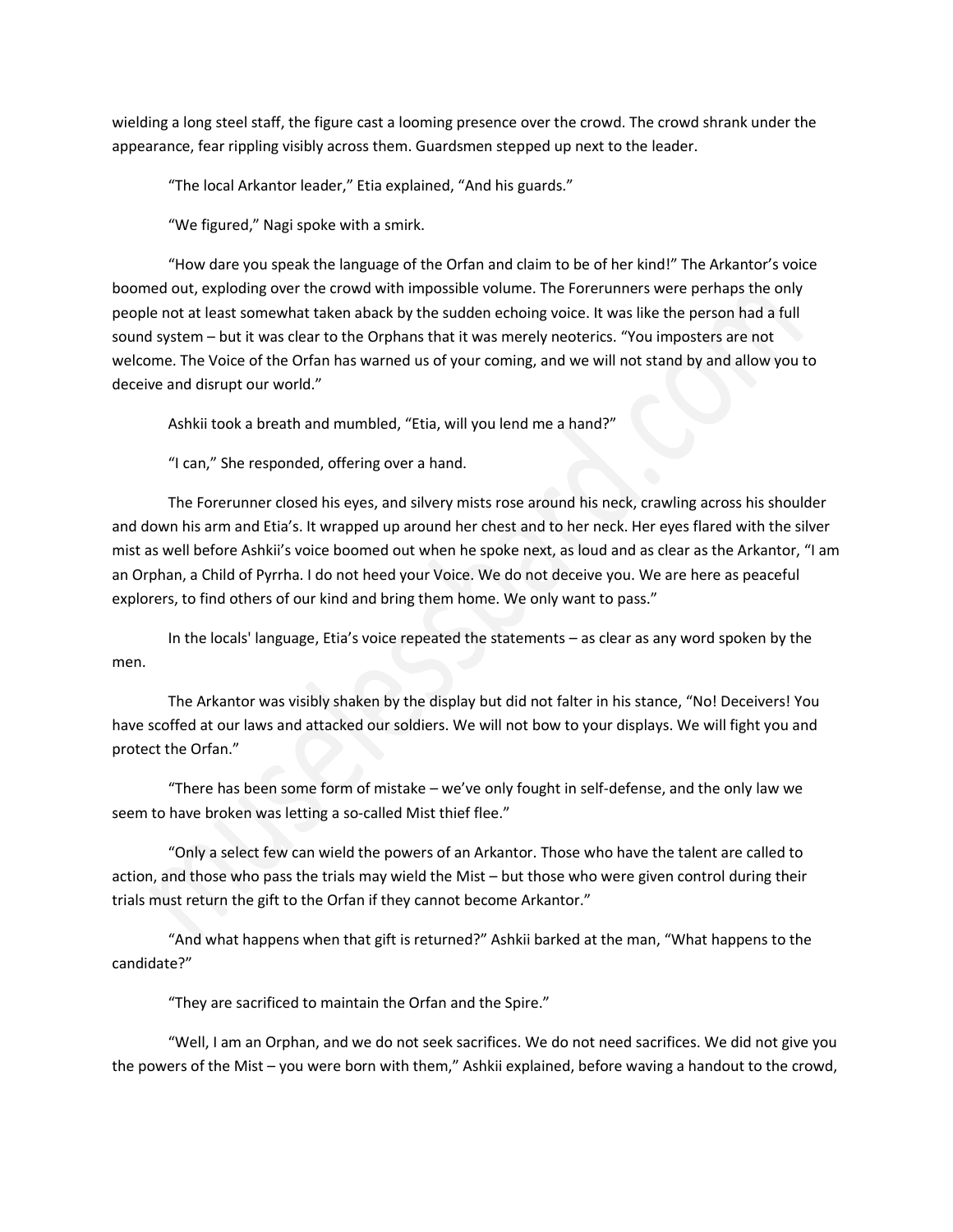wielding a long steel staff, the figure cast a looming presence over the crowd. The crowd shrank under the appearance, fear rippling visibly across them. Guardsmen stepped up next to the leader.

"The local Arkantor leader," Etia explained, "And his guards."

"We figured," Nagi spoke with a smirk.

"How dare you speak the language of the Orfan and claim to be of her kind!" The Arkantor's voice boomed out, exploding over the crowd with impossible volume. The Forerunners were perhaps the only people not at least somewhat taken aback by the sudden echoing voice. It was like the person had a full sound system – but it was clear to the Orphans that it was merely neoterics. "You imposters are not welcome. The Voice of the Orfan has warned us of your coming, and we will not stand by and allow you to deceive and disrupt our world."

Ashkii took a breath and mumbled, "Etia, will you lend me a hand?"

"I can," She responded, offering over a hand.

The Forerunner closed his eyes, and silvery mists rose around his neck, crawling across his shoulder and down his arm and Etia's. It wrapped up around her chest and to her neck. Her eyes flared with the silver mist as well before Ashkii's voice boomed out when he spoke next, as loud and as clear as the Arkantor, "I am an Orphan, a Child of Pyrrha. I do not heed your Voice. We do not deceive you. We are here as peaceful explorers, to find others of our kind and bring them home. We only want to pass."

In the locals' language, Etia's voice repeated the statements – as clear as any word spoken by the men.

The Arkantor was visibly shaken by the display but did not falter in his stance, "No! Deceivers! You have scoffed at our laws and attacked our soldiers. We will not bow to your displays. We will fight you and protect the Orfan."

"There has been some form of mistake – we've only fought in self-defense, and the only law we seem to have broken was letting a so-called Mist thief flee."

"Only a select few can wield the powers of an Arkantor. Those who have the talent are called to action, and those who pass the trials may wield the Mist – but those who were given control during their trials must return the gift to the Orfan if they cannot become Arkantor."

"And what happens when that gift is returned?" Ashkii barked at the man, "What happens to the candidate?"

"They are sacrificed to maintain the Orfan and the Spire."

"Well, I am an Orphan, and we do not seek sacrifices. We do not need sacrifices. We did not give you the powers of the Mist – you were born with them," Ashkii explained, before waving a handout to the crowd,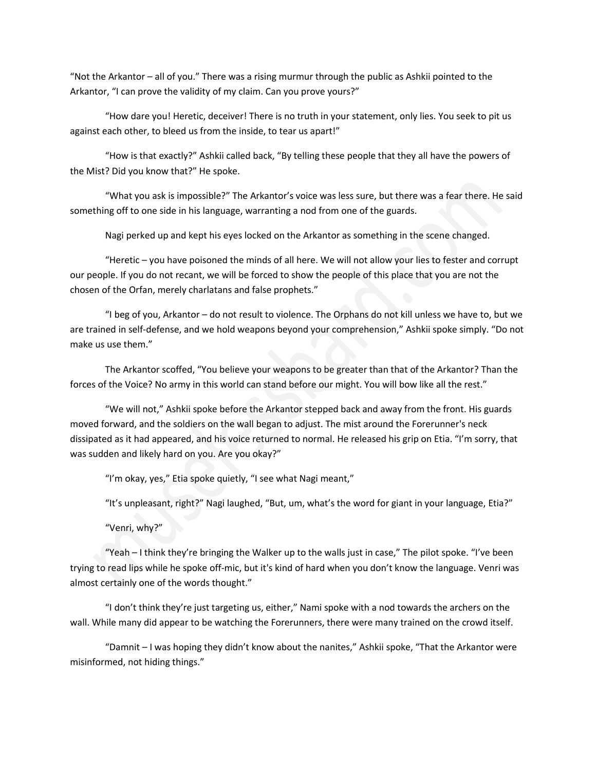"Not the Arkantor – all of you." There was a rising murmur through the public as Ashkii pointed to the Arkantor, "I can prove the validity of my claim. Can you prove yours?"

"How dare you! Heretic, deceiver! There is no truth in your statement, only lies. You seek to pit us against each other, to bleed us from the inside, to tear us apart!"

"How is that exactly?" Ashkii called back, "By telling these people that they all have the powers of the Mist? Did you know that?" He spoke.

"What you ask is impossible?" The Arkantor's voice was less sure, but there was a fear there. He said something off to one side in his language, warranting a nod from one of the guards.

Nagi perked up and kept his eyes locked on the Arkantor as something in the scene changed.

"Heretic – you have poisoned the minds of all here. We will not allow your lies to fester and corrupt our people. If you do not recant, we will be forced to show the people of this place that you are not the chosen of the Orfan, merely charlatans and false prophets."

"I beg of you, Arkantor – do not result to violence. The Orphans do not kill unless we have to, but we are trained in self-defense, and we hold weapons beyond your comprehension," Ashkii spoke simply. "Do not make us use them."

The Arkantor scoffed, "You believe your weapons to be greater than that of the Arkantor? Than the forces of the Voice? No army in this world can stand before our might. You will bow like all the rest."

"We will not," Ashkii spoke before the Arkantor stepped back and away from the front. His guards moved forward, and the soldiers on the wall began to adjust. The mist around the Forerunner's neck dissipated as it had appeared, and his voice returned to normal. He released his grip on Etia. "I'm sorry, that was sudden and likely hard on you. Are you okay?"

"I'm okay, yes," Etia spoke quietly, "I see what Nagi meant,"

"It's unpleasant, right?" Nagi laughed, "But, um, what's the word for giant in your language, Etia?"

"Venri, why?"

"Yeah – I think they're bringing the Walker up to the walls just in case," The pilot spoke. "I've been trying to read lips while he spoke off-mic, but it's kind of hard when you don't know the language. Venri was almost certainly one of the words thought."

"I don't think they're just targeting us, either," Nami spoke with a nod towards the archers on the wall. While many did appear to be watching the Forerunners, there were many trained on the crowd itself.

"Damnit – I was hoping they didn't know about the nanites," Ashkii spoke, "That the Arkantor were misinformed, not hiding things."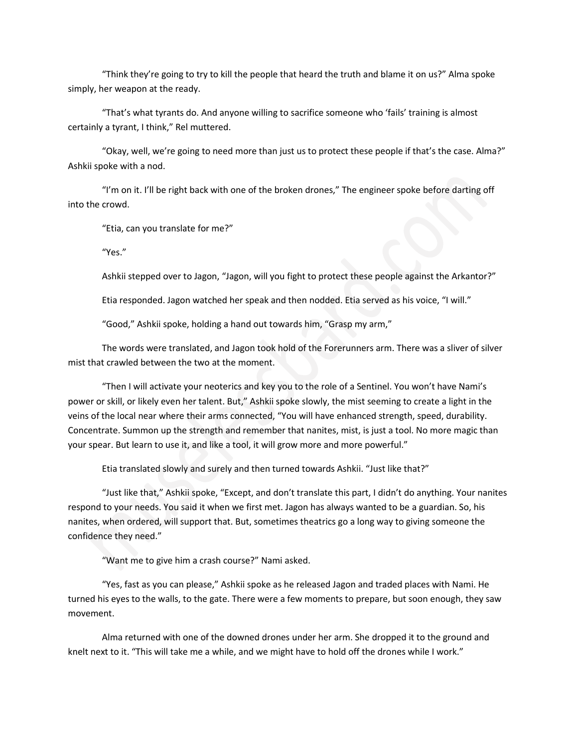"Think they're going to try to kill the people that heard the truth and blame it on us?" Alma spoke simply, her weapon at the ready.

"That's what tyrants do. And anyone willing to sacrifice someone who 'fails' training is almost certainly a tyrant, I think," Rel muttered.

"Okay, well, we're going to need more than just us to protect these people if that's the case. Alma?" Ashkii spoke with a nod.

"I'm on it. I'll be right back with one of the broken drones," The engineer spoke before darting off into the crowd.

"Etia, can you translate for me?"

"Yes."

Ashkii stepped over to Jagon, "Jagon, will you fight to protect these people against the Arkantor?"

Etia responded. Jagon watched her speak and then nodded. Etia served as his voice, "I will."

"Good," Ashkii spoke, holding a hand out towards him, "Grasp my arm,"

The words were translated, and Jagon took hold of the Forerunners arm. There was a sliver of silver mist that crawled between the two at the moment.

"Then I will activate your neoterics and key you to the role of a Sentinel. You won't have Nami's power or skill, or likely even her talent. But," Ashkii spoke slowly, the mist seeming to create a light in the veins of the local near where their arms connected, "You will have enhanced strength, speed, durability. Concentrate. Summon up the strength and remember that nanites, mist, is just a tool. No more magic than your spear. But learn to use it, and like a tool, it will grow more and more powerful."

Etia translated slowly and surely and then turned towards Ashkii. "Just like that?"

"Just like that," Ashkii spoke, "Except, and don't translate this part, I didn't do anything. Your nanites respond to your needs. You said it when we first met. Jagon has always wanted to be a guardian. So, his nanites, when ordered, will support that. But, sometimes theatrics go a long way to giving someone the confidence they need."

"Want me to give him a crash course?" Nami asked.

"Yes, fast as you can please," Ashkii spoke as he released Jagon and traded places with Nami. He turned his eyes to the walls, to the gate. There were a few moments to prepare, but soon enough, they saw movement.

Alma returned with one of the downed drones under her arm. She dropped it to the ground and knelt next to it. "This will take me a while, and we might have to hold off the drones while I work."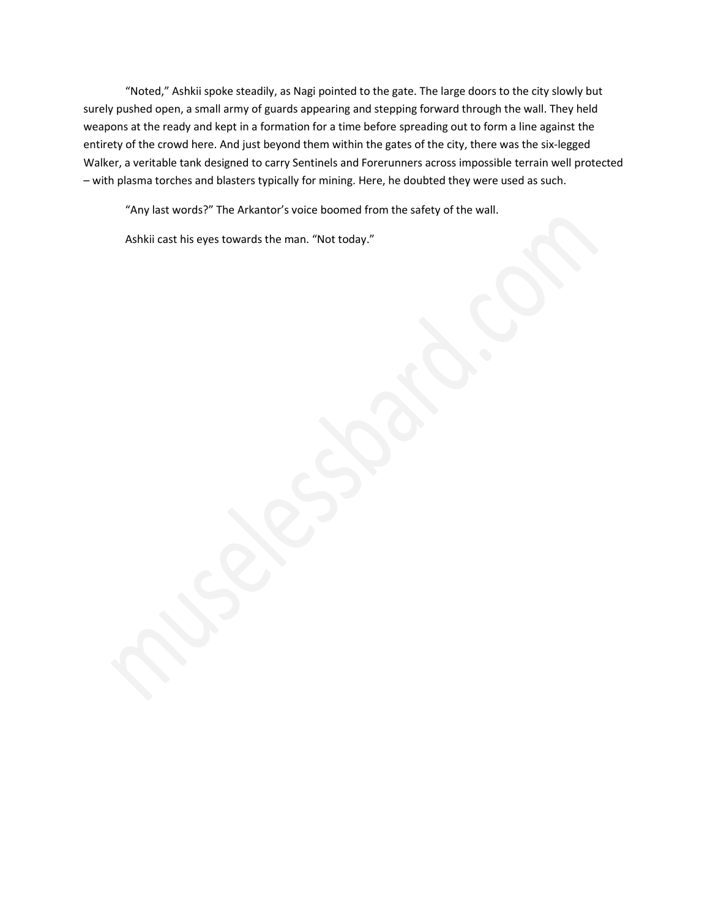"Noted," Ashkii spoke steadily, as Nagi pointed to the gate. The large doors to the city slowly but surely pushed open, a small army of guards appearing and stepping forward through the wall. They held weapons at the ready and kept in a formation for a time before spreading out to form a line against the entirety of the crowd here. And just beyond them within the gates of the city, there was the six-legged Walker, a veritable tank designed to carry Sentinels and Forerunners across impossible terrain well protected – with plasma torches and blasters typically for mining. Here, he doubted they were used as such.

"Any last words?" The Arkantor's voice boomed from the safety of the wall.

Ashkii cast his eyes towards the man. "Not today."